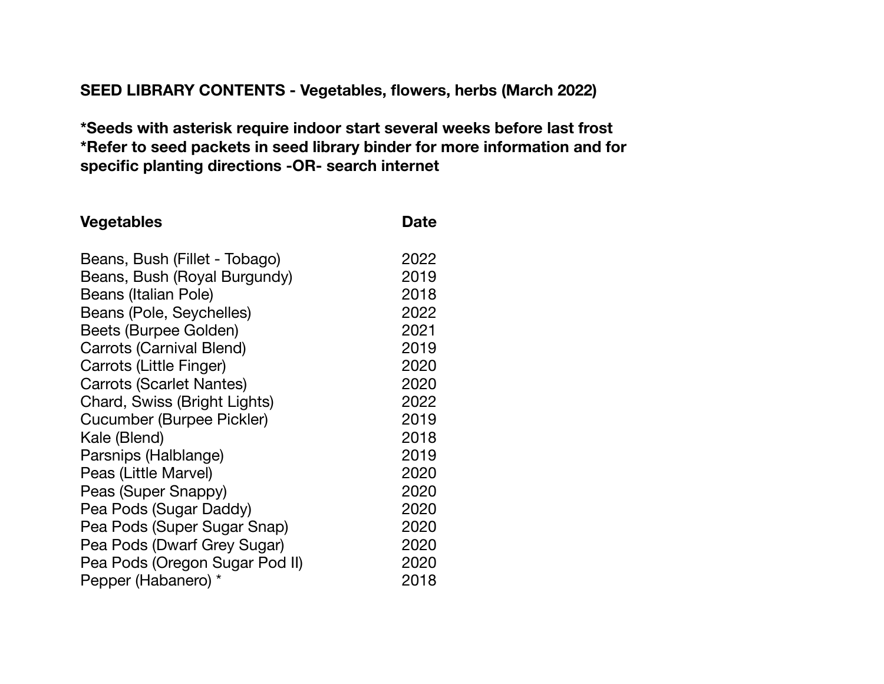**SEED LIBRARY CONTENTS - Vegetables, flowers, herbs (March 2022)**

***Seeds with asterisk require indoor start several weeks before last frost**
***Refer to seed packets in seed library binder for more information and for specific planting directions -OR- search internet**

| **Vegetables** | **Date** |
|---|---|
| Beans, Bush (Fillet - Tobago) | 2022 |
| Beans, Bush (Royal Burgundy) | 2019 |
| Beans (Italian Pole) | 2018 |
| Beans (Pole, Seychelles) | 2022 |
| Beets (Burpee Golden) | 2021 |
| Carrots (Carnival Blend) | 2019 |
| Carrots (Little Finger) | 2020 |
| Carrots (Scarlet Nantes) | 2020 |
| Chard, Swiss (Bright Lights) | 2022 |
| Cucumber (Burpee Pickler) | 2019 |
| Kale (Blend) | 2018 |
| Parsnips (Halblange) | 2019 |
| Peas (Little Marvel) | 2020 |
| Peas (Super Snappy) | 2020 |
| Pea Pods (Sugar Daddy) | 2020 |
| Pea Pods (Super Sugar Snap) | 2020 |
| Pea Pods (Dwarf Grey Sugar) | 2020 |
| Pea Pods (Oregon Sugar Pod II) | 2020 |
| Pepper (Habanero) * | 2018 |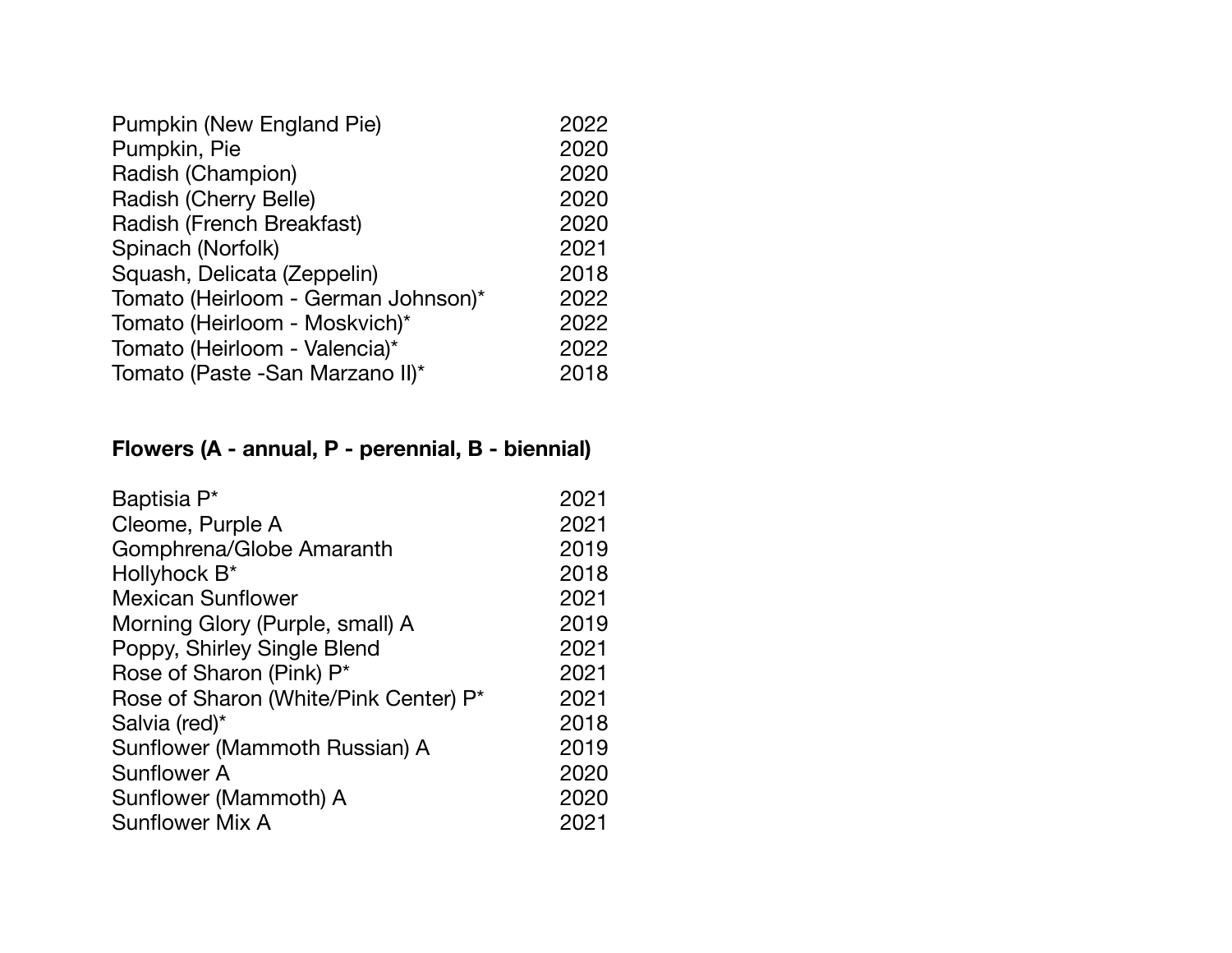| | |
|---|---|
| Pumpkin (New England Pie) | 2022 |
| Pumpkin, Pie | 2020 |
| Radish (Champion) | 2020 |
| Radish (Cherry Belle) | 2020 |
| Radish (French Breakfast) | 2020 |
| Spinach (Norfolk) | 2021 |
| Squash, Delicata (Zeppelin) | 2018 |
| Tomato (Heirloom - German Johnson)* | 2022 |
| Tomato (Heirloom - Moskvich)* | 2022 |
| Tomato (Heirloom - Valencia)* | 2022 |
| Tomato (Paste -San Marzano II)* | 2018 |

**Flowers (A - annual, P - perennial, B - biennial)**

| | |
|---|---|
| Baptisia P* | 2021 |
| Cleome, Purple A | 2021 |
| Gomphrena/Globe Amaranth | 2019 |
| Hollyhock B* | 2018 |
| Mexican Sunflower | 2021 |
| Morning Glory (Purple, small) A | 2019 |
| Poppy, Shirley Single Blend | 2021 |
| Rose of Sharon (Pink) P* | 2021 |
| Rose of Sharon (White/Pink Center) P* | 2021 |
| Salvia (red)* | 2018 |
| Sunflower (Mammoth Russian) A | 2019 |
| Sunflower A | 2020 |
| Sunflower (Mammoth) A | 2020 |
| Sunflower Mix A | 2021 |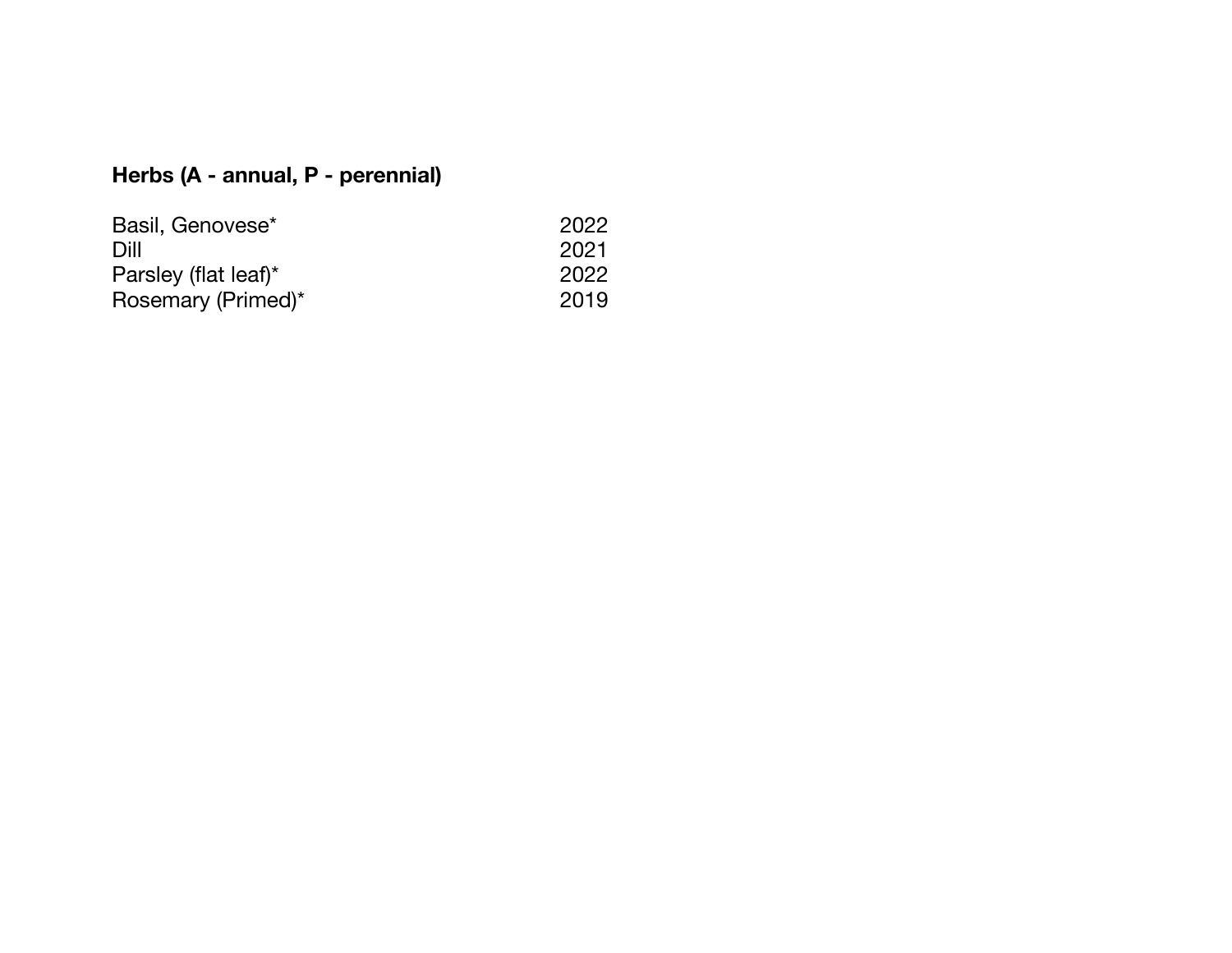**Herbs (A - annual, P - perennial)**

| | |
|---|---|
| Basil, Genovese* | 2022 |
| Dill | 2021 |
| Parsley (flat leaf)* | 2022 |
| Rosemary (Primed)* | 2019 |